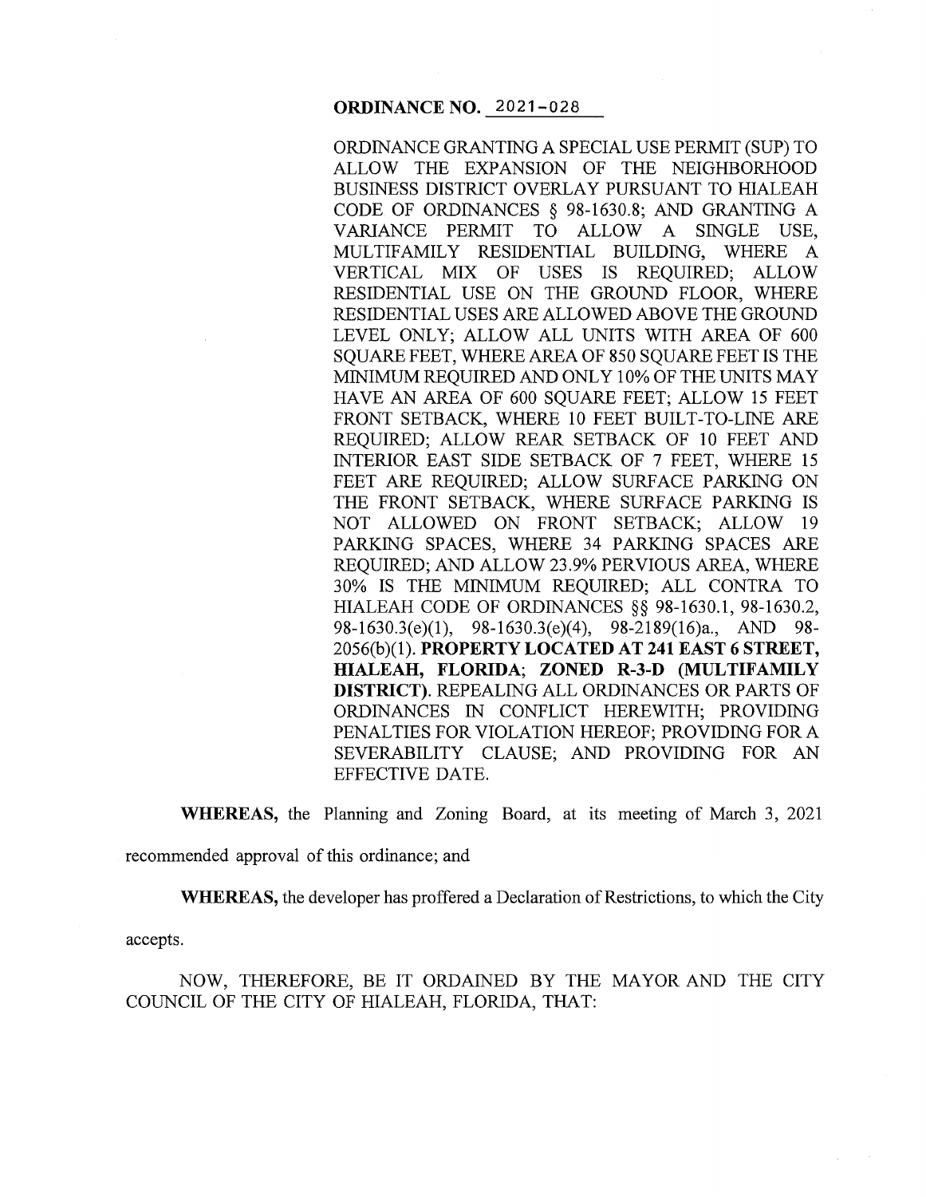**ORDINANCE NO. 2021-028**

ORDINANCE GRANTING A SPECIAL USE PERMIT (SUP) TO ALLOW THE EXPANSION OF THE NEIGHBORHOOD BUSINESS DISTRICT OVERLAY PURSUANT TO HIALEAH CODE OF ORDINANCES § 98-1630.8; AND GRANTING A VARIANCE PERMIT TO ALLOW A SINGLE USE, MULTIFAMILY RESIDENTIAL BUILDING, WHERE A VERTICAL MIX OF USES IS REQUIRED; ALLOW RESIDENTIAL USE ON THE GROUND FLOOR, WHERE RESIDENTIAL USES ARE ALLOWED ABOVE THE GROUND LEVEL ONLY; ALLOW ALL UNITS WITH AREA OF 600 SQUARE FEET, WHERE AREA OF 850 SQUARE FEET IS THE MINIMUM REQUIRED AND ONLY 10% OF THE UNITS MAY HAVE AN AREA OF 600 SQUARE FEET; ALLOW 15 FEET FRONT SETBACK, WHERE 10 FEET BUILT-TO-LINE ARE REQUIRED; ALLOW REAR SETBACK OF 10 FEET AND INTERIOR EAST SIDE SETBACK OF 7 FEET, WHERE 15 FEET ARE REQUIRED; ALLOW SURFACE PARKING ON THE FRONT SETBACK, WHERE SURFACE PARKING IS NOT ALLOWED ON FRONT SETBACK; ALLOW 19 PARKING SPACES, WHERE 34 PARKING SPACES ARE REQUIRED; AND ALLOW 23.9% PERVIOUS AREA, WHERE 30% IS THE MINIMUM REQUIRED; ALL CONTRA TO HIALEAH CODE OF ORDINANCES §§ 98-1630.1, 98-1630.2, 98-1630.3(e)(1), 98-1630.3(e)(4), 98-2189(16)a., AND 98-2056(b)(1). **PROPERTY LOCATED AT 241 EAST 6 STREET, HIALEAH, FLORIDA; ZONED R-3-D (MULTIFAMILY DISTRICT).** REPEALING ALL ORDINANCES OR PARTS OF ORDINANCES IN CONFLICT HEREWITH; PROVIDING PENALTIES FOR VIOLATION HEREOF; PROVIDING FOR A SEVERABILITY CLAUSE; AND PROVIDING FOR AN EFFECTIVE DATE.

**WHEREAS,** the Planning and Zoning Board, at its meeting of March 3, 2021 recommended approval of this ordinance; and

**WHEREAS,** the developer has proffered a Declaration of Restrictions, to which the City accepts.

NOW, THEREFORE, BE IT ORDAINED BY THE MAYOR AND THE CITY COUNCIL OF THE CITY OF HIALEAH, FLORIDA, THAT: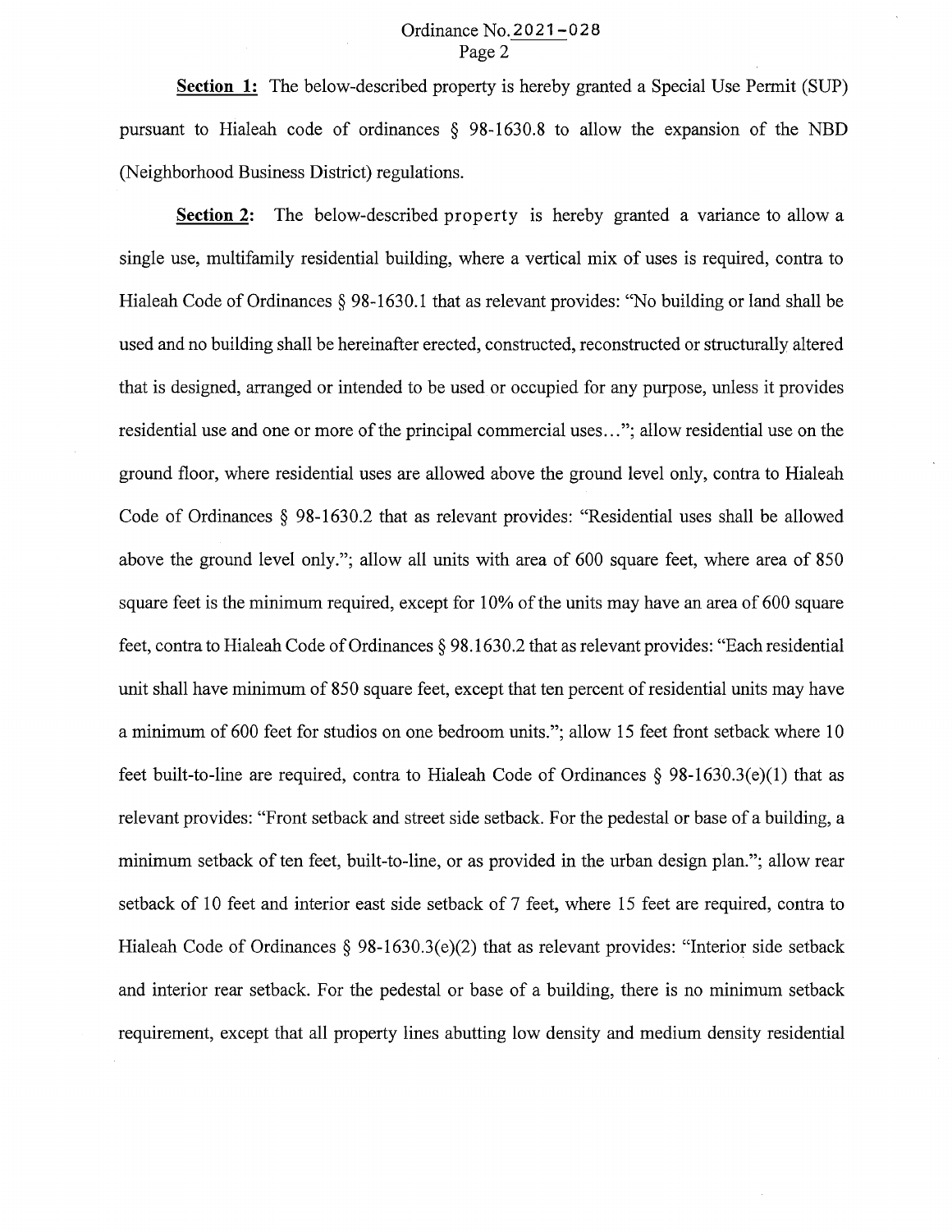**Section 1:** The below-described property is hereby granted a Special Use Permit (SUP) pursuant to Hialeah code of ordinances § 98-1630.8 to allow the expansion of the NBD (Neighborhood Business District) regulations.

**Section 2:** The below-described property is hereby granted a variance to allow a single use, multifamily residential building, where a vertical mix of uses is required, contra to Hialeah Code of Ordinances § 98-1630.1 that as relevant provides: "No building or land shall be used and no building shall be hereinafter erected, constructed, reconstructed or structurally altered that is designed, arranged or intended to be used or occupied for any purpose, unless it provides residential use and one or more of the principal commercial uses…"; allow residential use on the ground floor, where residential uses are allowed above the ground level only, contra to Hialeah Code of Ordinances § 98-1630.2 that as relevant provides: "Residential uses shall be allowed above the ground level only."; allow all units with area of 600 square feet, where area of 850 square feet is the minimum required, except for 10% of the units may have an area of 600 square feet, contra to Hialeah Code of Ordinances § 98.1630.2 that as relevant provides: "Each residential unit shall have minimum of 850 square feet, except that ten percent of residential units may have a minimum of 600 feet for studios on one bedroom units."; allow 15 feet front setback where 10 feet built-to-line are required, contra to Hialeah Code of Ordinances § 98-1630.3(e)(1) that as relevant provides: "Front setback and street side setback. For the pedestal or base of a building, a minimum setback of ten feet, built-to-line, or as provided in the urban design plan."; allow rear setback of 10 feet and interior east side setback of 7 feet, where 15 feet are required, contra to Hialeah Code of Ordinances § 98-1630.3(e)(2) that as relevant provides: "Interior side setback and interior rear setback. For the pedestal or base of a building, there is no minimum setback requirement, except that all property lines abutting low density and medium density residential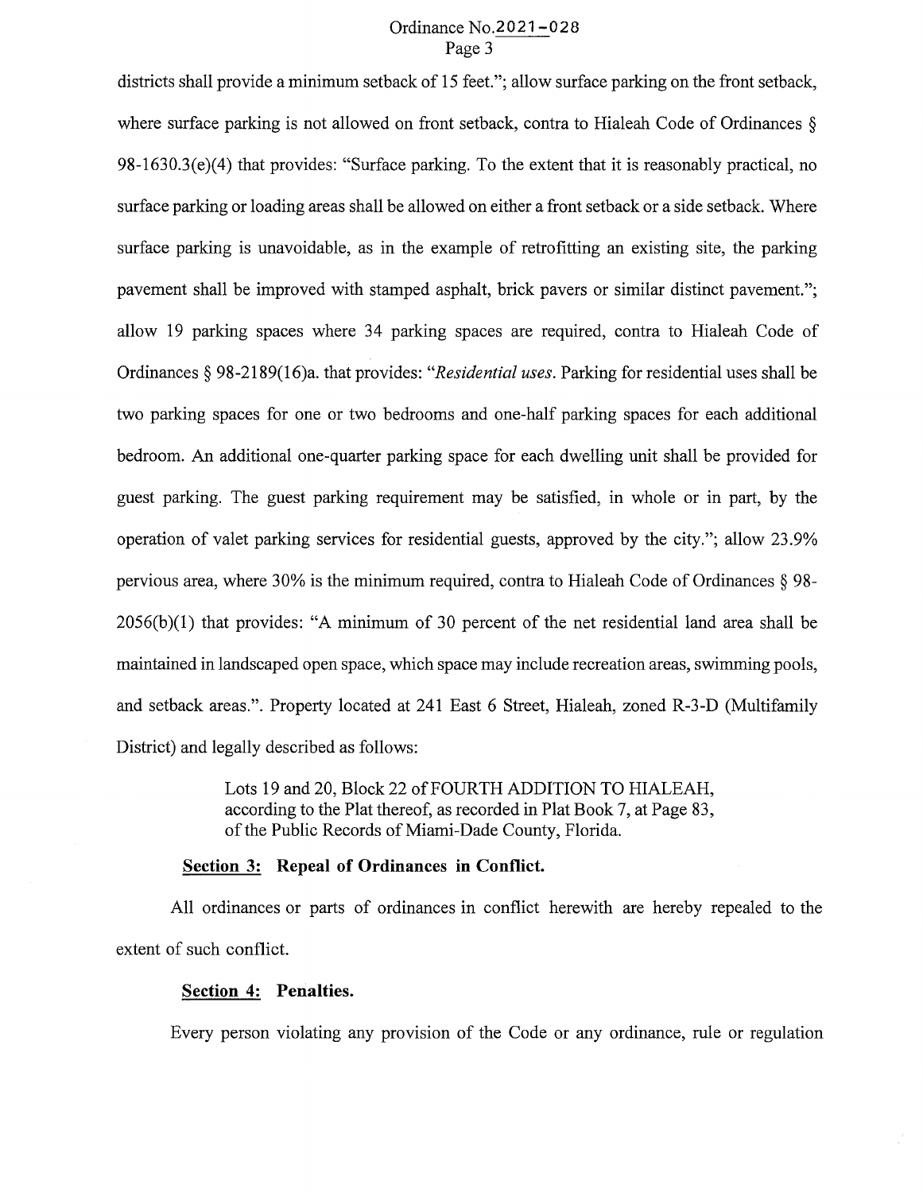districts shall provide a minimum setback of 15 feet."; allow surface parking on the front setback, where surface parking is not allowed on front setback, contra to Hialeah Code of Ordinances § 98-1630.3(e)(4) that provides: "Surface parking. To the extent that it is reasonably practical, no surface parking or loading areas shall be allowed on either a front setback or a side setback. Where surface parking is unavoidable, as in the example of retrofitting an existing site, the parking pavement shall be improved with stamped asphalt, brick pavers or similar distinct pavement."; allow 19 parking spaces where 34 parking spaces are required, contra to Hialeah Code of Ordinances § 98-2189(16)a. that provides: "*Residential uses*. Parking for residential uses shall be two parking spaces for one or two bedrooms and one-half parking spaces for each additional bedroom. An additional one-quarter parking space for each dwelling unit shall be provided for guest parking. The guest parking requirement may be satisfied, in whole or in part, by the operation of valet parking services for residential guests, approved by the city."; allow 23.9% pervious area, where 30% is the minimum required, contra to Hialeah Code of Ordinances § 98-2056(b)(1) that provides: "A minimum of 30 percent of the net residential land area shall be maintained in landscaped open space, which space may include recreation areas, swimming pools, and setback areas.". Property located at 241 East 6 Street, Hialeah, zoned R-3-D (Multifamily District) and legally described as follows:

> Lots 19 and 20, Block 22 of FOURTH ADDITION TO HIALEAH, according to the Plat thereof, as recorded in Plat Book 7, at Page 83, of the Public Records of Miami-Dade County, Florida.

**Section 3: Repeal of Ordinances in Conflict.**

All ordinances or parts of ordinances in conflict herewith are hereby repealed to the extent of such conflict.

**Section 4: Penalties.**

Every person violating any provision of the Code or any ordinance, rule or regulation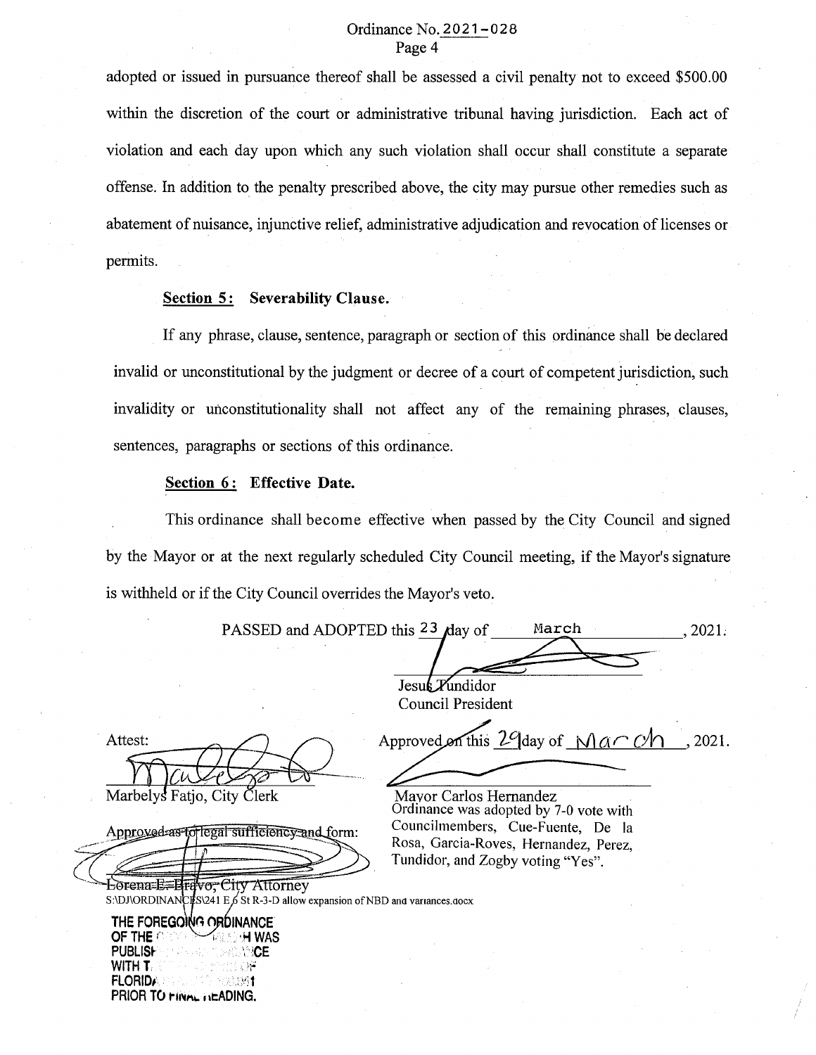adopted or issued in pursuance thereof shall be assessed a civil penalty not to exceed $500.00 within the discretion of the court or administrative tribunal having jurisdiction. Each act of violation and each day upon which any such violation shall occur shall constitute a separate offense. In addition to the penalty prescribed above, the city may pursue other remedies such as abatement of nuisance, injunctive relief, administrative adjudication and revocation of licenses or permits.

**Section 5: Severability Clause.**

If any phrase, clause, sentence, paragraph or section of this ordinance shall be declared invalid or unconstitutional by the judgment or decree of a court of competent jurisdiction, such invalidity or unconstitutionality shall not affect any of the remaining phrases, clauses, sentences, paragraphs or sections of this ordinance.

**Section 6: Effective Date.**

This ordinance shall become effective when passed by the City Council and signed by the Mayor or at the next regularly scheduled City Council meeting, if the Mayor's signature is withheld or if the City Council overrides the Mayor's veto.

PASSED and ADOPTED this 23 day of March, 2021.

Jesus Tundidor
Council President

Attest:

Marbelys Fatjo, City Clerk

Approved on this 29 day of March, 2021.

Mayor Carlos Hernandez

Ordinance was adopted by 7-0 vote with Councilmembers, Cue-Fuente, De la Rosa, Garcia-Roves, Hernandez, Perez, Tundidor, and Zogby voting "Yes".

Approved as to legal sufficiency and form:

Lorena E. Bravo, City Attorney

S:\DJ\ORDINANCES\241 E 6 St R-3-D allow expansion of NBD and variances.docx

THE FOREGOING ORDINANCE OF THE ... WAS PUBLISH... WITH T... FLORID... PRIOR TO FINAL READING.